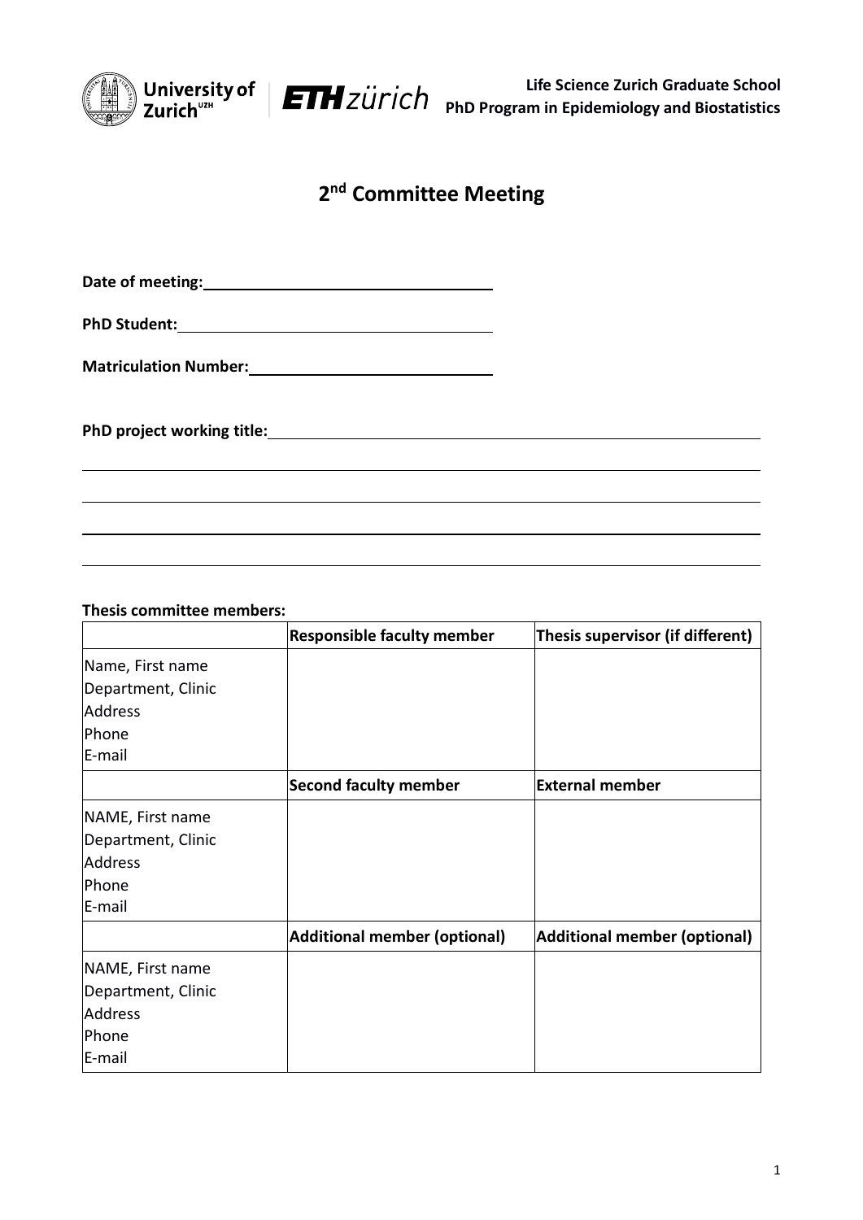Life Science Zurich Graduate School
PhD Program in Epidemiology and Biostatistics

# 2nd Committee Meeting

**Date of meeting:** \_\_\_\_\_\_\_\_\_\_\_\_\_\_\_\_\_\_\_\_\_\_\_\_\_\_\_\_\_\_

**PhD Student:** \_\_\_\_\_\_\_\_\_\_\_\_\_\_\_\_\_\_\_\_\_\_\_\_\_\_\_\_\_\_

**Matriculation Number:** \_\_\_\_\_\_\_\_\_\_\_\_\_\_\_\_\_\_\_\_\_\_\_\_\_\_\_\_\_\_

**PhD project working title:** \_\_\_\_\_\_\_\_\_\_\_\_\_\_\_\_\_\_\_\_\_\_\_\_\_\_\_\_\_\_\_\_\_\_\_\_\_\_\_\_\_\_\_\_\_\_\_\_\_\_\_\_\_\_\_\_

\_\_\_\_\_\_\_\_\_\_\_\_\_\_\_\_\_\_\_\_\_\_\_\_\_\_\_\_\_\_\_\_\_\_\_\_\_\_\_\_\_\_\_\_\_\_\_\_\_\_\_\_\_\_\_\_\_\_\_\_\_\_\_\_\_\_\_\_\_\_\_\_\_\_\_\_\_\_\_\_\_\_\_\_

\_\_\_\_\_\_\_\_\_\_\_\_\_\_\_\_\_\_\_\_\_\_\_\_\_\_\_\_\_\_\_\_\_\_\_\_\_\_\_\_\_\_\_\_\_\_\_\_\_\_\_\_\_\_\_\_\_\_\_\_\_\_\_\_\_\_\_\_\_\_\_\_\_\_\_\_\_\_\_\_\_\_\_\_

\_\_\_\_\_\_\_\_\_\_\_\_\_\_\_\_\_\_\_\_\_\_\_\_\_\_\_\_\_\_\_\_\_\_\_\_\_\_\_\_\_\_\_\_\_\_\_\_\_\_\_\_\_\_\_\_\_\_\_\_\_\_\_\_\_\_\_\_\_\_\_\_\_\_\_\_\_\_\_\_\_\_\_\_

\_\_\_\_\_\_\_\_\_\_\_\_\_\_\_\_\_\_\_\_\_\_\_\_\_\_\_\_\_\_\_\_\_\_\_\_\_\_\_\_\_\_\_\_\_\_\_\_\_\_\_\_\_\_\_\_\_\_\_\_\_\_\_\_\_\_\_\_\_\_\_\_\_\_\_\_\_\_\_\_\_\_\_\_

**Thesis committee members:**

| | **Responsible faculty member** | **Thesis supervisor (if different)** |
|---|---|---|
| Name, First name<br>Department, Clinic<br>Address<br>Phone<br>E-mail | | |
| | **Second faculty member** | **External member** |
| NAME, First name<br>Department, Clinic<br>Address<br>Phone<br>E-mail | | |
| | **Additional member (optional)** | **Additional member (optional)** |
| NAME, First name<br>Department, Clinic<br>Address<br>Phone<br>E-mail | | |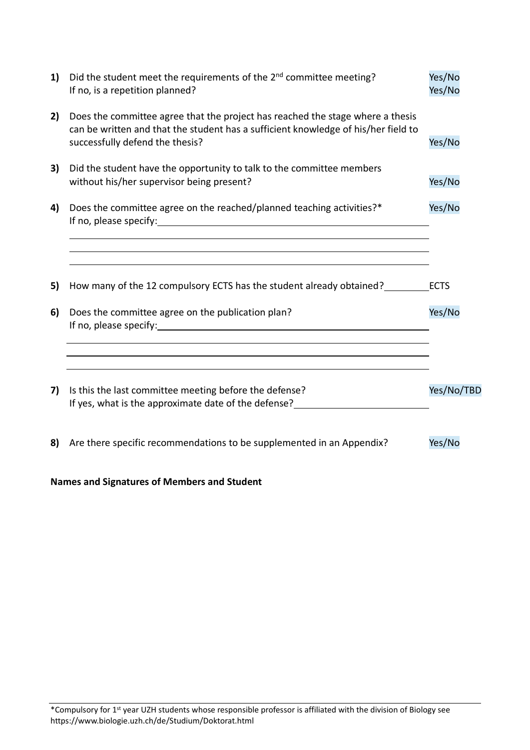**1)** Did the student meet the requirements of the 2nd committee meeting? Yes/No
If no, is a repetition planned? Yes/No

**2)** Does the committee agree that the project has reached the stage where a thesis can be written and that the student has a sufficient knowledge of his/her field to successfully defend the thesis? Yes/No

**3)** Did the student have the opportunity to talk to the committee members without his/her supervisor being present? Yes/No

**4)** Does the committee agree on the reached/planned teaching activities?* Yes/No
If no, please specify: ____________________

____________________

____________________

____________________

**5)** How many of the 12 compulsory ECTS has the student already obtained? ________ ECTS

**6)** Does the committee agree on the publication plan? Yes/No
If no, please specify: ____________________

____________________

____________________

____________________

**7)** Is this the last committee meeting before the defense? Yes/No/TBD
If yes, what is the approximate date of the defense? ____________________

**8)** Are there specific recommendations to be supplemented in an Appendix? Yes/No

**Names and Signatures of Members and Student**

*Compulsory for 1st year UZH students whose responsible professor is affiliated with the division of Biology see https://www.biologie.uzh.ch/de/Studium/Doktorat.html